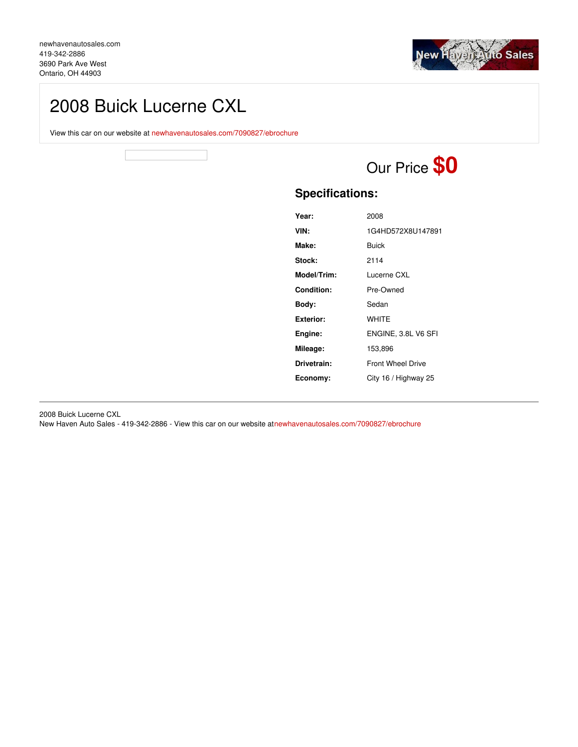newhavenautosales.com
419-342-2886
3690 Park Ave West
Ontario, OH 44903

New Haven Auto Sales

# 2008 Buick Lucerne CXL

View this car on our website at newhavenautosales.com/7090827/ebrochure

Our Price **$0**

## Specifications:

| | |
|---|---|
| **Year:** | 2008 |
| **VIN:** | 1G4HD572X8U147891 |
| **Make:** | Buick |
| **Stock:** | 2114 |
| **Model/Trim:** | Lucerne CXL |
| **Condition:** | Pre-Owned |
| **Body:** | Sedan |
| **Exterior:** | WHITE |
| **Engine:** | ENGINE, 3.8L V6 SFI |
| **Mileage:** | 153,896 |
| **Drivetrain:** | Front Wheel Drive |
| **Economy:** | City 16 / Highway 25 |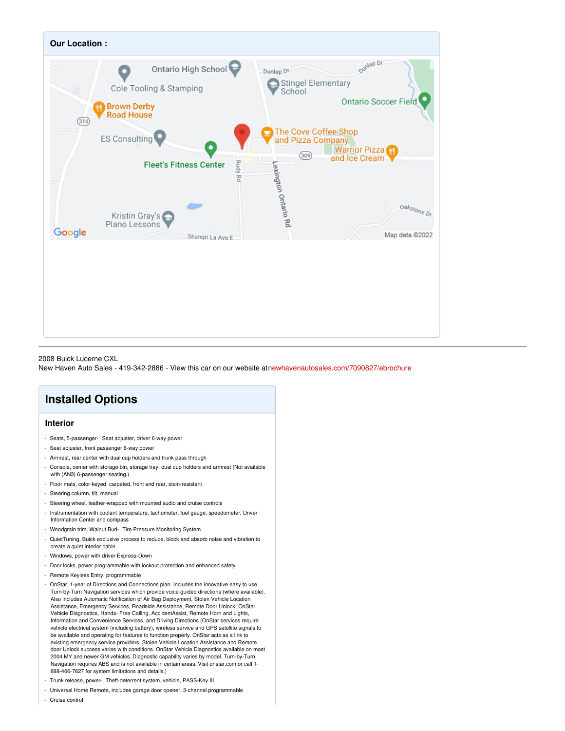## Our Location :

2008 Buick Lucerne CXL
New Haven Auto Sales - 419-342-2886 - View this car on our website atnewhavenautosales.com/7090827/ebrochure

## Installed Options

### Interior

- Seats, 5-passenger- Seat adjuster, driver 6-way power
- Seat adjuster, front passenger 6-way power
- Armrest, rear center with dual cup holders and trunk pass through
- Console, center with storage bin, storage tray, dual cup holders and armrest (Not available with (AN3) 6-passenger seating.)
- Floor mats, color-keyed, carpeted, front and rear, stain-resistant
- Steering column, tilt, manual
- Steering wheel, leather-wrapped with mounted audio and cruise controls
- Instrumentation with coolant temperature, tachometer, fuel gauge, speedometer, Driver Information Center and compass
- Woodgrain trim, Walnut Burl- Tire Pressure Monitoring System
- QuietTuning, Buick exclusive process to reduce, block and absorb noise and vibration to create a quiet interior cabin
- Windows, power with driver Express-Down
- Door locks, power programmable with lockout protection and enhanced safety
- Remote Keyless Entry, programmable
- OnStar, 1-year of Directions and Connections plan. Includes the innovative easy to use Turn-by-Turn Navigation services which provide voice-guided directions (where available). Also includes Automatic Notification of Air Bag Deployment, Stolen Vehicle Location Assistance, Emergency Services, Roadside Assistance, Remote Door Unlock, OnStar Vehicle Diagnostics, Hands- Free Calling, AccidentAssist, Remote Horn and Lights, Information and Convenience Services, and Driving Directions (OnStar services require vehicle electrical system (including battery), wireless service and GPS satellite signals to be available and operating for features to function properly. OnStar acts as a link to existing emergency service providers. Stolen Vehicle Location Assistance and Remote door Unlock success varies with conditions. OnStar Vehicle Diagnostics available on most 2004 MY and newer GM vehicles. Diagnostic capability varies by model. Turn-by-Turn Navigation requires ABS and is not available in certain areas. Visit onstar.com or call 1-888-466-7827 for system limitations and details.)
- Trunk release, power- Theft-deterrent system, vehicle, PASS-Key III
- Universal Home Remote, includes garage door opener, 3-channel programmable
- Cruise control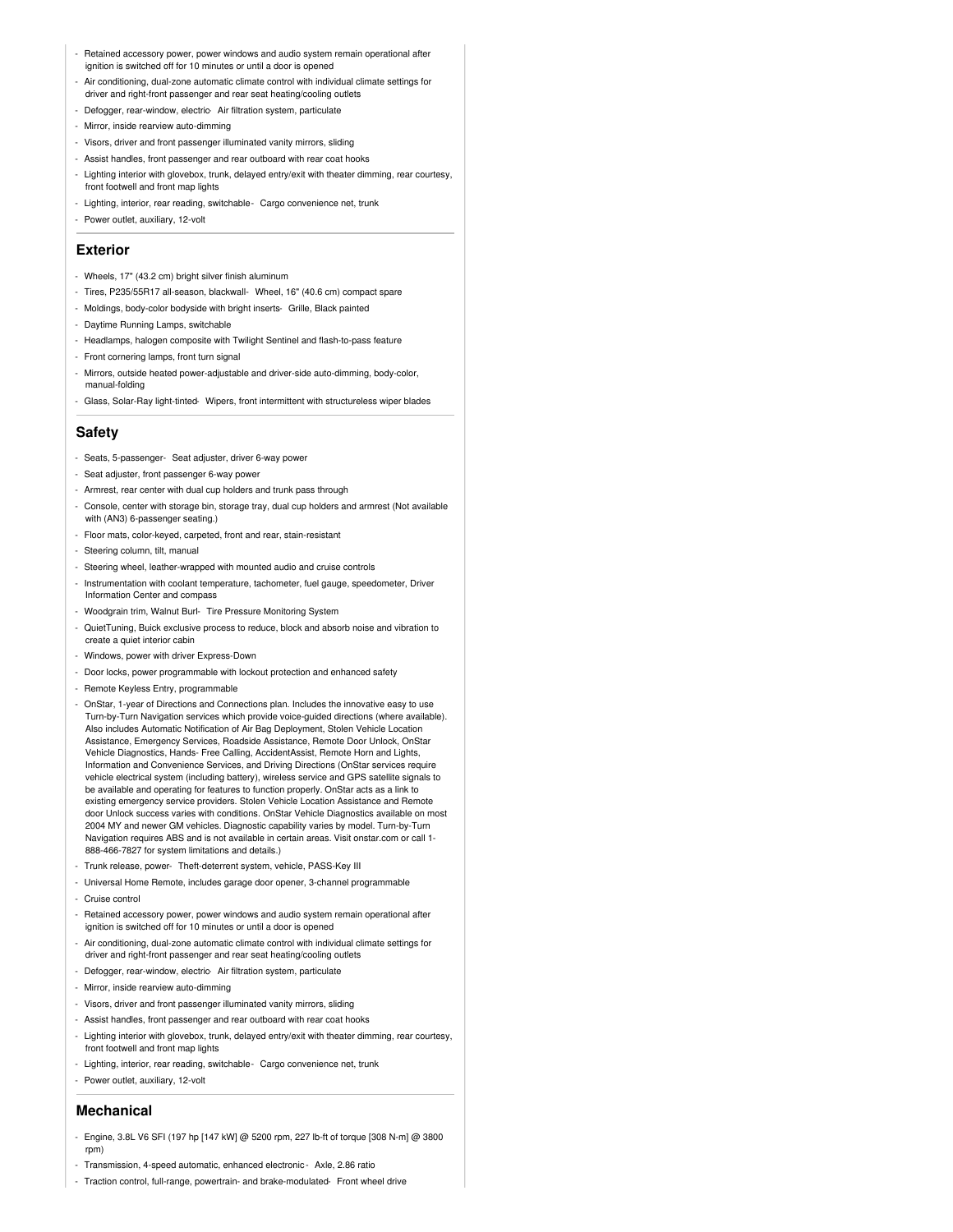- Retained accessory power, power windows and audio system remain operational after ignition is switched off for 10 minutes or until a door is opened
- Air conditioning, dual-zone automatic climate control with individual climate settings for driver and right-front passenger and rear seat heating/cooling outlets
- Defogger, rear-window, electric- Air filtration system, particulate
- Mirror, inside rearview auto-dimming
- Visors, driver and front passenger illuminated vanity mirrors, sliding
- Assist handles, front passenger and rear outboard with rear coat hooks
- Lighting interior with glovebox, trunk, delayed entry/exit with theater dimming, rear courtesy, front footwell and front map lights
- Lighting, interior, rear reading, switchable- Cargo convenience net, trunk
- Power outlet, auxiliary, 12-volt

## Exterior

- Wheels, 17" (43.2 cm) bright silver finish aluminum
- Tires, P235/55R17 all-season, blackwall- Wheel, 16" (40.6 cm) compact spare
- Moldings, body-color bodyside with bright inserts- Grille, Black painted
- Daytime Running Lamps, switchable
- Headlamps, halogen composite with Twilight Sentinel and flash-to-pass feature
- Front cornering lamps, front turn signal
- Mirrors, outside heated power-adjustable and driver-side auto-dimming, body-color, manual-folding
- Glass, Solar-Ray light-tinted- Wipers, front intermittent with structureless wiper blades

## Safety

- Seats, 5-passenger- Seat adjuster, driver 6-way power
- Seat adjuster, front passenger 6-way power
- Armrest, rear center with dual cup holders and trunk pass through
- Console, center with storage bin, storage tray, dual cup holders and armrest (Not available with (AN3) 6-passenger seating.)
- Floor mats, color-keyed, carpeted, front and rear, stain-resistant
- Steering column, tilt, manual
- Steering wheel, leather-wrapped with mounted audio and cruise controls
- Instrumentation with coolant temperature, tachometer, fuel gauge, speedometer, Driver Information Center and compass
- Woodgrain trim, Walnut Burl- Tire Pressure Monitoring System
- QuietTuning, Buick exclusive process to reduce, block and absorb noise and vibration to create a quiet interior cabin
- Windows, power with driver Express-Down
- Door locks, power programmable with lockout protection and enhanced safety
- Remote Keyless Entry, programmable
- OnStar, 1-year of Directions and Connections plan. Includes the innovative easy to use Turn-by-Turn Navigation services which provide voice-guided directions (where available). Also includes Automatic Notification of Air Bag Deployment, Stolen Vehicle Location Assistance, Emergency Services, Roadside Assistance, Remote Door Unlock, OnStar Vehicle Diagnostics, Hands- Free Calling, AccidentAssist, Remote Horn and Lights, Information and Convenience Services, and Driving Directions (OnStar services require vehicle electrical system (including battery), wireless service and GPS satellite signals to be available and operating for features to function properly. OnStar acts as a link to existing emergency service providers. Stolen Vehicle Location Assistance and Remote door Unlock success varies with conditions. OnStar Vehicle Diagnostics available on most 2004 MY and newer GM vehicles. Diagnostic capability varies by model. Turn-by-Turn Navigation requires ABS and is not available in certain areas. Visit onstar.com or call 1-888-466-7827 for system limitations and details.)
- Trunk release, power- Theft-deterrent system, vehicle, PASS-Key III
- Universal Home Remote, includes garage door opener, 3-channel programmable
- Cruise control
- Retained accessory power, power windows and audio system remain operational after ignition is switched off for 10 minutes or until a door is opened
- Air conditioning, dual-zone automatic climate control with individual climate settings for driver and right-front passenger and rear seat heating/cooling outlets
- Defogger, rear-window, electric- Air filtration system, particulate
- Mirror, inside rearview auto-dimming
- Visors, driver and front passenger illuminated vanity mirrors, sliding
- Assist handles, front passenger and rear outboard with rear coat hooks
- Lighting interior with glovebox, trunk, delayed entry/exit with theater dimming, rear courtesy, front footwell and front map lights
- Lighting, interior, rear reading, switchable- Cargo convenience net, trunk
- Power outlet, auxiliary, 12-volt

## Mechanical

- Engine, 3.8L V6 SFI (197 hp [147 kW] @ 5200 rpm, 227 lb-ft of torque [308 N-m] @ 3800 rpm)
- Transmission, 4-speed automatic, enhanced electronic- Axle, 2.86 ratio
- Traction control, full-range, powertrain- and brake-modulated- Front wheel drive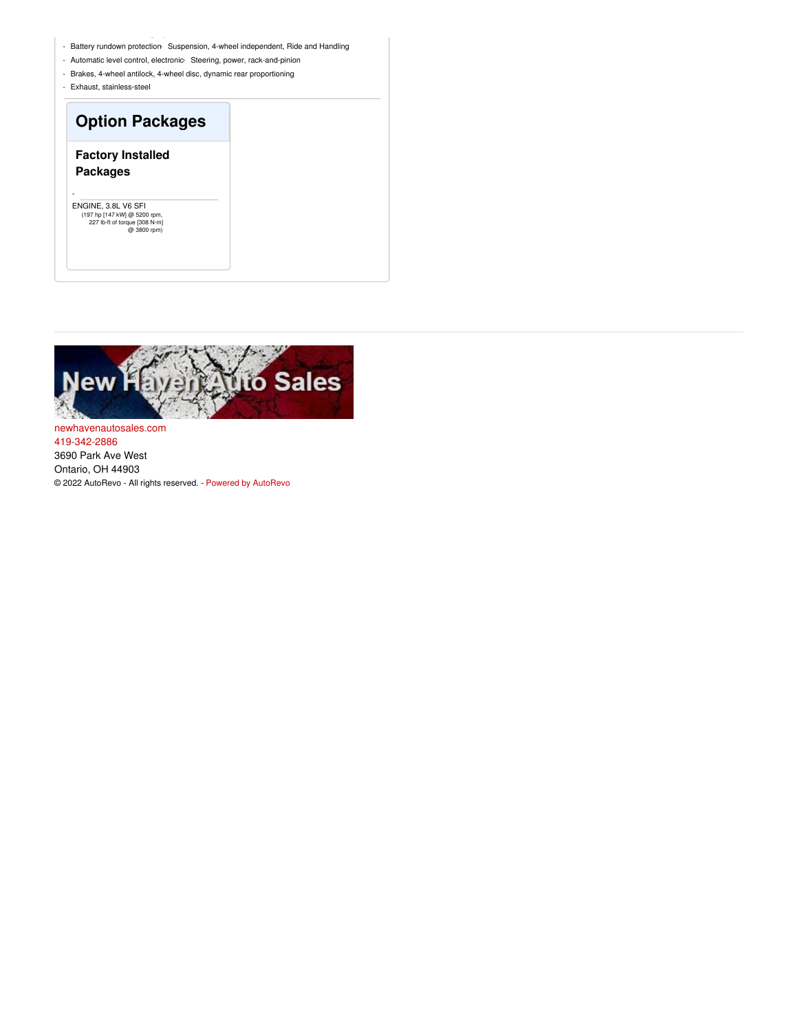- Battery rundown protection
- Suspension, 4-wheel independent, Ride and Handling
- Automatic level control, electronic
- Steering, power, rack-and-pinion
- Brakes, 4-wheel antilock, 4-wheel disc, dynamic rear proportioning
- Exhaust, stainless-steel

## Option Packages

### Factory Installed Packages

-

ENGINE, 3.8L V6 SFI
(197 hp [147 kW] @ 5200 rpm, 227 lb-ft of torque [308 N-m] @ 3800 rpm)

New Haven Auto Sales

newhavenautosales.com
419-342-2886
3690 Park Ave West
Ontario, OH 44903
© 2022 AutoRevo - All rights reserved. - Powered by AutoRevo